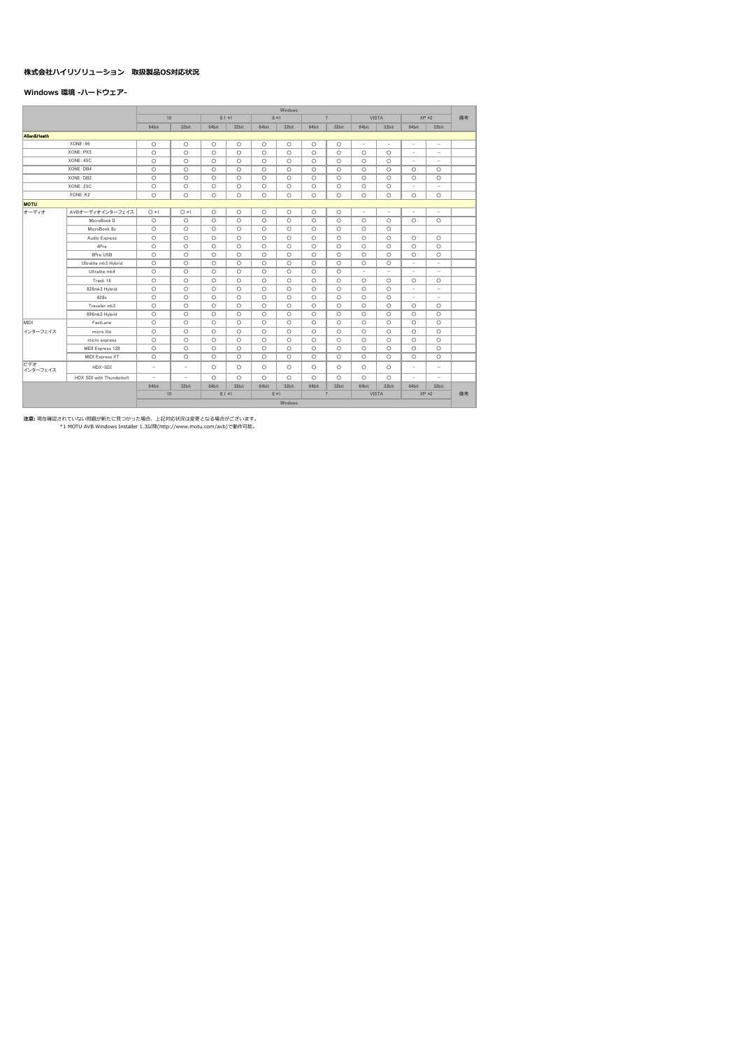**株式会社ハイリゾリューション　取扱製品OS対応状況**

**Windows 環境 -ハードウェア-**

| | | Windows | | | | | | | | | | | | 備考 |
|---|---|---|---|---|---|---|---|---|---|---|---|---|---|---|
| | | 10 | | 8.1 *1 | | 8 *1 | | 7 | | VISTA | | XP *2 | | |
| | | 64bit | 32bit | 64bit | 32bit | 64bit | 32bit | 64bit | 32bit | 64bit | 32bit | 64bit | 32bit | |
| **Allen&Heath** | | | | | | | | | | | | | | |
| XONE:96 | | ○ | ○ | ○ | ○ | ○ | ○ | ○ | ○ | – | – | – | – | |
| XONE:PX5 | | ○ | ○ | ○ | ○ | ○ | ○ | ○ | ○ | ○ | ○ | – | – | |
| XONE:43C | | ○ | ○ | ○ | ○ | ○ | ○ | ○ | ○ | ○ | ○ | – | – | |
| XONE:DB4 | | ○ | ○ | ○ | ○ | ○ | ○ | ○ | ○ | ○ | ○ | ○ | ○ | |
| XONE:DB2 | | ○ | ○ | ○ | ○ | ○ | ○ | ○ | ○ | ○ | ○ | ○ | ○ | |
| XONE:23C | | ○ | ○ | ○ | ○ | ○ | ○ | ○ | ○ | ○ | ○ | – | – | |
| XONE:K2 | | ○ | ○ | ○ | ○ | ○ | ○ | ○ | ○ | ○ | ○ | ○ | ○ | |
| **MOTU** | | | | | | | | | | | | | | |
| オーディオ | AVBオーディオインターフェイス | ○ *1 | ○ *1 | ○ | ○ | ○ | ○ | ○ | ○ | – | – | – | – | |
| | MicroBook II | ○ | ○ | ○ | ○ | ○ | ○ | ○ | ○ | ○ | ○ | ○ | ○ | |
| | MicroBook IIc | ○ | ○ | ○ | ○ | ○ | ○ | ○ | ○ | ○ | ○ | | | |
| | Audio Express | ○ | ○ | ○ | ○ | ○ | ○ | ○ | ○ | ○ | ○ | ○ | ○ | |
| | 4Pre | ○ | ○ | ○ | ○ | ○ | ○ | ○ | ○ | ○ | ○ | ○ | ○ | |
| | 8Pre USB | ○ | ○ | ○ | ○ | ○ | ○ | ○ | ○ | ○ | ○ | ○ | ○ | |
| | Ultralite mk3 Hybrid | ○ | ○ | ○ | ○ | ○ | ○ | ○ | ○ | ○ | ○ | – | – | |
| | Ultralite mk4 | ○ | ○ | ○ | ○ | ○ | ○ | ○ | ○ | – | – | – | – | |
| | Track 16 | ○ | ○ | ○ | ○ | ○ | ○ | ○ | ○ | ○ | ○ | ○ | ○ | |
| | 828mk3 Hybrid | ○ | ○ | ○ | ○ | ○ | ○ | ○ | ○ | ○ | ○ | – | – | |
| | 828x | ○ | ○ | ○ | ○ | ○ | ○ | ○ | ○ | ○ | ○ | – | – | |
| | Traveler mk3 | ○ | ○ | ○ | ○ | ○ | ○ | ○ | ○ | ○ | ○ | ○ | ○ | |
| | 896mk3 Hybrid | ○ | ○ | ○ | ○ | ○ | ○ | ○ | ○ | ○ | ○ | ○ | ○ | |
| MIDI インターフェイス | FastLane | ○ | ○ | ○ | ○ | ○ | ○ | ○ | ○ | ○ | ○ | ○ | ○ | |
| | micro lite | ○ | ○ | ○ | ○ | ○ | ○ | ○ | ○ | ○ | ○ | ○ | ○ | |
| | micro express | ○ | ○ | ○ | ○ | ○ | ○ | ○ | ○ | ○ | ○ | ○ | ○ | |
| | MIDI Express 128 | ○ | ○ | ○ | ○ | ○ | ○ | ○ | ○ | ○ | ○ | ○ | ○ | |
| | MIDI Express XT | ○ | ○ | ○ | ○ | ○ | ○ | ○ | ○ | ○ | ○ | ○ | ○ | |
| ビデオ インターフェイス | HDX-SDI | – | – | ○ | ○ | ○ | ○ | ○ | ○ | ○ | ○ | – | – | |
| | HDX SDI with Thunderbolt | – | – | ○ | ○ | ○ | ○ | ○ | ○ | ○ | ○ | – | – | |
| | | 64bit | 32bit | 64bit | 32bit | 64bit | 32bit | 64bit | 32bit | 64bit | 32bit | 64bit | 32bit | 備考 |
| | | 10 | | 8.1 *1 | | 8 *1 | | 7 | | VISTA | | XP *2 | | |
| | | Windows | | | | | | | | | | | | |

**注意:** 現在確認されていない問題が新たに見つかった場合、上記対応状況は変更となる場合がございます。

*1 MOTU AVB Windows Installer 1.3以降(http://www.motu.com/avb)で動作可能。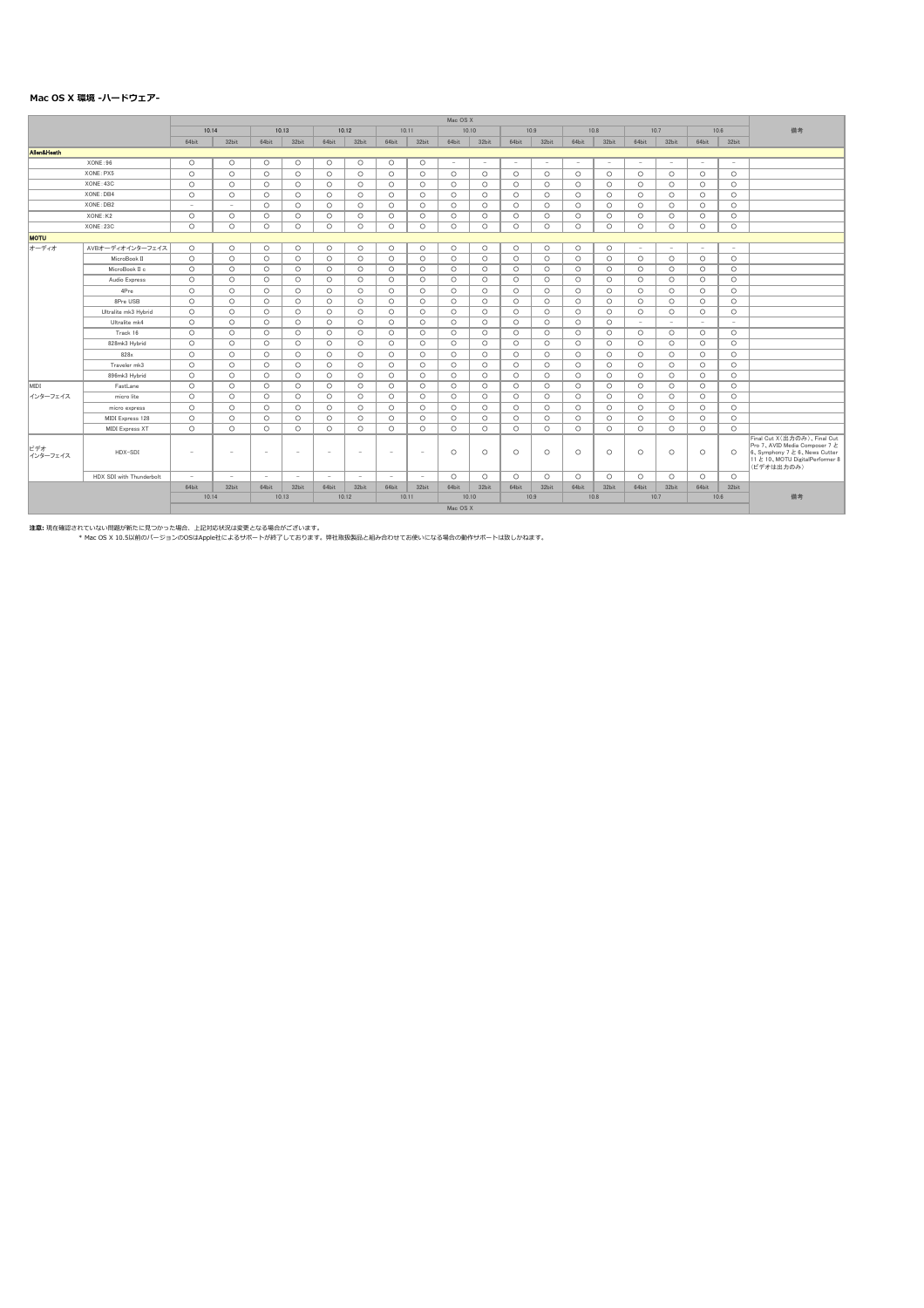### Mac OS X 環境 -ハードウェア-

| | | Mac OS X | | | | | | | | | | | | | | | | | | 備考 |
|---|---|---|---|---|---|---|---|---|---|---|---|---|---|---|---|---|---|---|---|---|
| | | 10.14 | | 10.13 | | 10.12 | | 10.11 | | 10.10 | | 10.9 | | 10.8 | | 10.7 | | 10.6 | | |
| | | 64bit | 32bit | 64bit | 32bit | 64bit | 32bit | 64bit | 32bit | 64bit | 32bit | 64bit | 32bit | 64bit | 32bit | 64bit | 32bit | 64bit | 32bit | |
| **Allen&Heath** | | | | | | | | | | | | | | | | | | | | |
| | XONE:96 | ○ | ○ | ○ | ○ | ○ | ○ | ○ | ○ | − | − | − | − | − | − | − | − | − | − | |
| | XONE:PX5 | ○ | ○ | ○ | ○ | ○ | ○ | ○ | ○ | ○ | ○ | ○ | ○ | ○ | ○ | ○ | ○ | ○ | ○ | |
| | XONE:43C | ○ | ○ | ○ | ○ | ○ | ○ | ○ | ○ | ○ | ○ | ○ | ○ | ○ | ○ | ○ | ○ | ○ | ○ | |
| | XONE:DB4 | ○ | ○ | ○ | ○ | ○ | ○ | ○ | ○ | ○ | ○ | ○ | ○ | ○ | ○ | ○ | ○ | ○ | ○ | |
| | XONE:DB2 | − | − | ○ | ○ | ○ | ○ | ○ | ○ | ○ | ○ | ○ | ○ | ○ | ○ | ○ | ○ | ○ | ○ | |
| | XONE:K2 | ○ | ○ | ○ | ○ | ○ | ○ | ○ | ○ | ○ | ○ | ○ | ○ | ○ | ○ | ○ | ○ | ○ | ○ | |
| | XONE:23C | ○ | ○ | ○ | ○ | ○ | ○ | ○ | ○ | ○ | ○ | ○ | ○ | ○ | ○ | ○ | ○ | ○ | ○ | |
| **MOTU** | | | | | | | | | | | | | | | | | | | | |
| オーディオ | AVBオーディオインターフェイス | ○ | ○ | ○ | ○ | ○ | ○ | ○ | ○ | ○ | ○ | ○ | ○ | ○ | ○ | − | − | − | − | |
| | MicroBook II | ○ | ○ | ○ | ○ | ○ | ○ | ○ | ○ | ○ | ○ | ○ | ○ | ○ | ○ | ○ | ○ | ○ | ○ | |
| | MicroBook II c | ○ | ○ | ○ | ○ | ○ | ○ | ○ | ○ | ○ | ○ | ○ | ○ | ○ | ○ | ○ | ○ | ○ | ○ | |
| | Audio Express | ○ | ○ | ○ | ○ | ○ | ○ | ○ | ○ | ○ | ○ | ○ | ○ | ○ | ○ | ○ | ○ | ○ | ○ | |
| | 4Pre | ○ | ○ | ○ | ○ | ○ | ○ | ○ | ○ | ○ | ○ | ○ | ○ | ○ | ○ | ○ | ○ | ○ | ○ | |
| | 8Pre USB | ○ | ○ | ○ | ○ | ○ | ○ | ○ | ○ | ○ | ○ | ○ | ○ | ○ | ○ | ○ | ○ | ○ | ○ | |
| | Ultralite mk3 Hybrid | ○ | ○ | ○ | ○ | ○ | ○ | ○ | ○ | ○ | ○ | ○ | ○ | ○ | ○ | ○ | ○ | ○ | ○ | |
| | Ultralite mk4 | ○ | ○ | ○ | ○ | ○ | ○ | ○ | ○ | ○ | ○ | ○ | ○ | ○ | ○ | − | − | − | − | |
| | Track 16 | ○ | ○ | ○ | ○ | ○ | ○ | ○ | ○ | ○ | ○ | ○ | ○ | ○ | ○ | ○ | ○ | ○ | ○ | |
| | 828mk3 Hybrid | ○ | ○ | ○ | ○ | ○ | ○ | ○ | ○ | ○ | ○ | ○ | ○ | ○ | ○ | ○ | ○ | ○ | ○ | |
| | 828x | ○ | ○ | ○ | ○ | ○ | ○ | ○ | ○ | ○ | ○ | ○ | ○ | ○ | ○ | ○ | ○ | ○ | ○ | |
| | Traveler mk3 | ○ | ○ | ○ | ○ | ○ | ○ | ○ | ○ | ○ | ○ | ○ | ○ | ○ | ○ | ○ | ○ | ○ | ○ | |
| | 896mk3 Hybrid | ○ | ○ | ○ | ○ | ○ | ○ | ○ | ○ | ○ | ○ | ○ | ○ | ○ | ○ | ○ | ○ | ○ | ○ | |
| MIDI インターフェイス | FastLane | ○ | ○ | ○ | ○ | ○ | ○ | ○ | ○ | ○ | ○ | ○ | ○ | ○ | ○ | ○ | ○ | ○ | ○ | |
| | micro lite | ○ | ○ | ○ | ○ | ○ | ○ | ○ | ○ | ○ | ○ | ○ | ○ | ○ | ○ | ○ | ○ | ○ | ○ | |
| | micro express | ○ | ○ | ○ | ○ | ○ | ○ | ○ | ○ | ○ | ○ | ○ | ○ | ○ | ○ | ○ | ○ | ○ | ○ | |
| | MIDI Express 128 | ○ | ○ | ○ | ○ | ○ | ○ | ○ | ○ | ○ | ○ | ○ | ○ | ○ | ○ | ○ | ○ | ○ | ○ | |
| | MIDI Express XT | ○ | ○ | ○ | ○ | ○ | ○ | ○ | ○ | ○ | ○ | ○ | ○ | ○ | ○ | ○ | ○ | ○ | ○ | |
| ビデオ インターフェイス | HDX-SDI | − | − | − | − | − | − | − | − | ○ | ○ | ○ | ○ | ○ | ○ | ○ | ○ | ○ | ○ | Final Cut X(出力のみ)、Final Cut Pro 7、AVID Media Composer 7 と 6、Symphony 7 と 6、News Cutter 11 と 10、MOTU DigitalPerformer 8 (ビデオは出力のみ) |
| | HDX SDI with Thunderbolt | − | − | − | − | − | − | − | − | ○ | ○ | ○ | ○ | ○ | ○ | ○ | ○ | ○ | ○ | |
| | | 64bit | 32bit | 64bit | 32bit | 64bit | 32bit | 64bit | 32bit | 64bit | 32bit | 64bit | 32bit | 64bit | 32bit | 64bit | 32bit | 64bit | 32bit | 備考 |
| | | 10.14 | | 10.13 | | 10.12 | | 10.11 | | 10.10 | | 10.9 | | 10.8 | | 10.7 | | 10.6 | | |
| | | Mac OS X | | | | | | | | | | | | | | | | | | |

**注意:** 現在確認されていない問題が新たに見つかった場合、上記対応状況は変更となる場合がございます。

* Mac OS X 10.5以前のバージョンのOSはApple社によるサポートが終了しております。弊社取扱製品と組み合わせてお使いになる場合の動作サポートは致しかねます。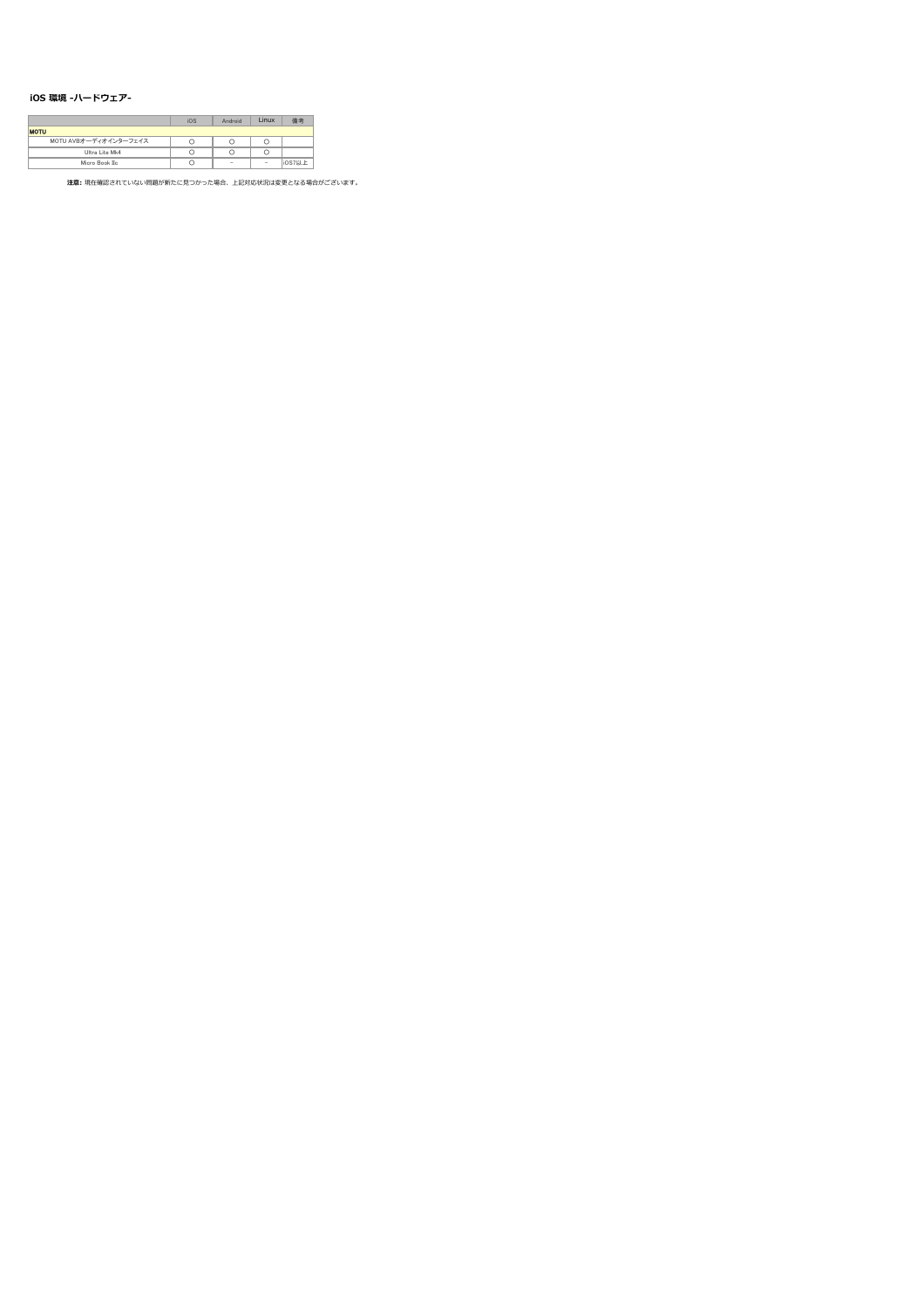## iOS 環境 -ハードウェア-

| | iOS | Android | Linux | 備考 |
|---|---|---|---|---|
| **MOTU** | | | | |
| MOTU AVBオーディオインターフェイス | ○ | ○ | ○ | |
| Ultra Lite Mk4 | ○ | ○ | ○ | |
| Micro Book IIc | ○ | － | － | iOS7以上 |

**注意:** 現在確認されていない問題が新たに見つかった場合、上記対応状況は変更となる場合がございます。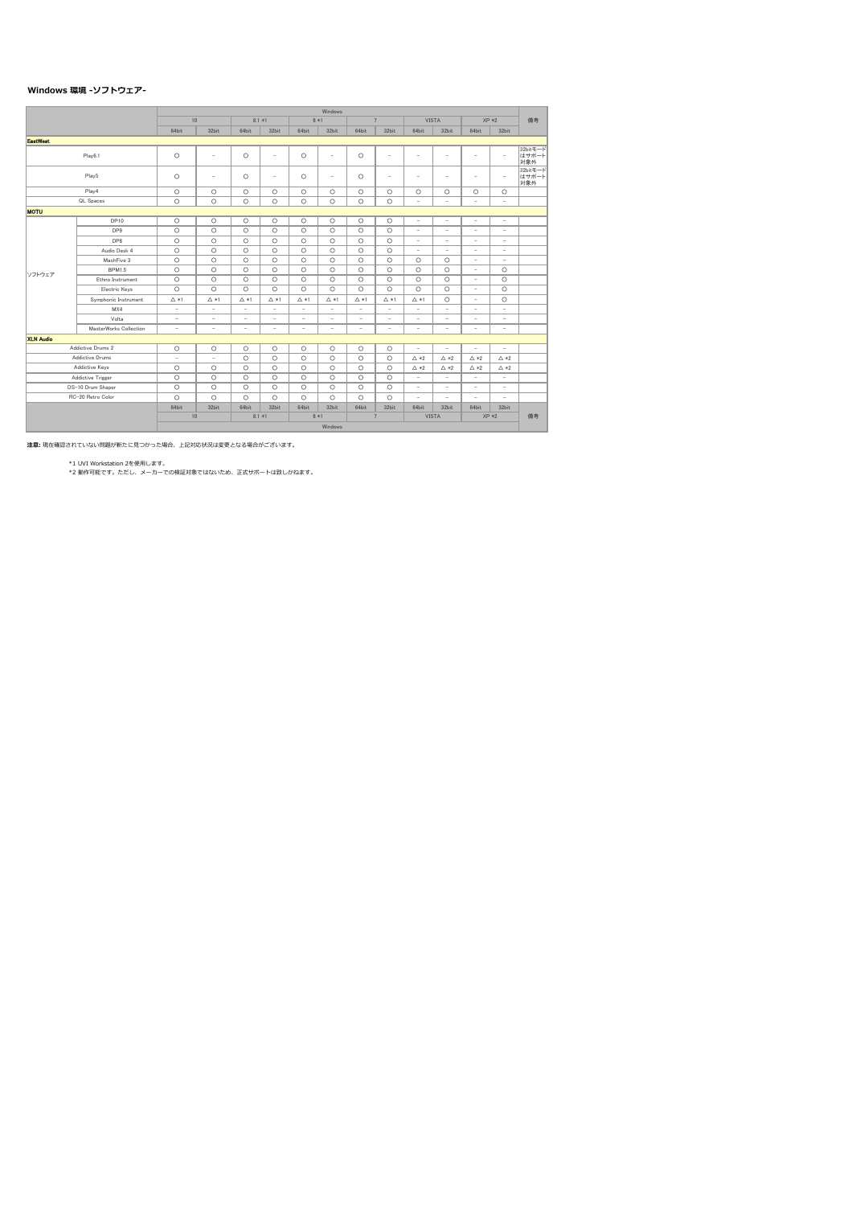## Windows 環境 -ソフトウェア-

| | | Windows | | | | | | | | | | | | 備考 |
|---|---|---|---|---|---|---|---|---|---|---|---|---|---|---|
| | | 10 | | 8.1 *1 | | 8 *1 | | 7 | | VISTA | | XP *2 | | |
| | | 64bit | 32bit | 64bit | 32bit | 64bit | 32bit | 64bit | 32bit | 64bit | 32bit | 64bit | 32bit | |
| **EastWest** | | | | | | | | | | | | | | |
| Play6.1 | | ○ | − | ○ | − | ○ | − | ○ | − | − | − | − | − | 32bitモードはサポート対象外 |
| Play5 | | ○ | − | ○ | − | ○ | − | ○ | − | − | − | − | − | 32bitモードはサポート対象外 |
| Play4 | | ○ | ○ | ○ | ○ | ○ | ○ | ○ | ○ | ○ | ○ | ○ | ○ | |
| QL Spaces | | ○ | ○ | ○ | ○ | ○ | ○ | ○ | ○ | − | − | − | − | |
| **MOTU** | | | | | | | | | | | | | | |
| ソフトウェア | DP10 | ○ | ○ | ○ | ○ | ○ | ○ | ○ | ○ | − | − | − | − | |
| | DP9 | ○ | ○ | ○ | ○ | ○ | ○ | ○ | ○ | − | − | − | − | |
| | DP8 | ○ | ○ | ○ | ○ | ○ | ○ | ○ | ○ | − | − | − | − | |
| | Audio Desk 4 | ○ | ○ | ○ | ○ | ○ | ○ | ○ | ○ | − | − | − | − | |
| | MachFive 3 | ○ | ○ | ○ | ○ | ○ | ○ | ○ | ○ | ○ | ○ | − | − | |
| | BPM1.5 | ○ | ○ | ○ | ○ | ○ | ○ | ○ | ○ | ○ | ○ | − | ○ | |
| | Ethno Instrument | ○ | ○ | ○ | ○ | ○ | ○ | ○ | ○ | ○ | ○ | − | ○ | |
| | Electric Keys | ○ | ○ | ○ | ○ | ○ | ○ | ○ | ○ | ○ | ○ | − | ○ | |
| | Symphonic Instrument | △ *1 | △ *1 | △ *1 | △ *1 | △ *1 | △ *1 | △ *1 | △ *1 | △ *1 | ○ | − | ○ | |
| | MX4 | − | − | − | − | − | − | − | − | − | − | − | − | |
| | Volta | − | − | − | − | − | − | − | − | − | − | − | − | |
| | MasterWorks Collection | − | − | − | − | − | − | − | − | − | − | − | − | |
| **XLN Audio** | | | | | | | | | | | | | | |
| Addictive Drums 2 | | ○ | ○ | ○ | ○ | ○ | ○ | ○ | ○ | − | − | − | − | |
| Addictive Drums | | − | − | ○ | ○ | ○ | ○ | ○ | ○ | △ *2 | △ *2 | △ *2 | △ *2 | |
| Addictive Keys | | ○ | ○ | ○ | ○ | ○ | ○ | ○ | ○ | △ *2 | △ *2 | △ *2 | △ *2 | |
| Addictive Trigger | | ○ | ○ | ○ | ○ | ○ | ○ | ○ | ○ | − | − | − | − | |
| DS-10 Drum Shaper | | ○ | ○ | ○ | ○ | ○ | ○ | ○ | ○ | − | − | − | − | |
| RC-20 Retro Color | | ○ | ○ | ○ | ○ | ○ | ○ | ○ | ○ | − | − | − | − | |
| | | 64bit | 32bit | 64bit | 32bit | 64bit | 32bit | 64bit | 32bit | 64bit | 32bit | 64bit | 32bit | 備考 |
| | | 10 | | 8.1 *1 | | 8 *1 | | 7 | | VISTA | | XP *2 | | |
| | | Windows | | | | | | | | | | | | |

**注意:** 現在確認されていない問題が新たに見つかった場合、上記対応状況は変更となる場合がございます。

*1 UVI Workstation 2を使用します。
*2 動作可能です。ただし、メーカーでの検証対象ではないため、正式サポートは致しかねます。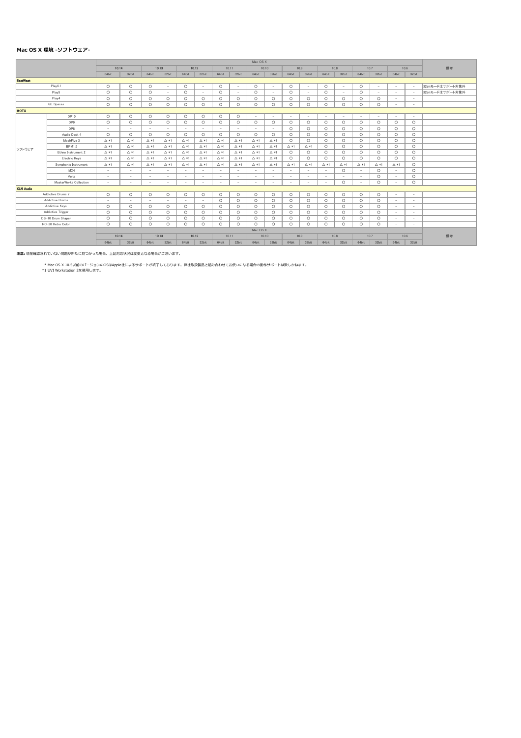### Mac OS X 環境 -ソフトウェア-

| | | Mac OS X | | | | | | | | | | | | | | | | | | 備考 |
|---|---|---|---|---|---|---|---|---|---|---|---|---|---|---|---|---|---|---|---|---|
| | | 10.14 | | 10.13 | | 10.12 | | 10.11 | | 10.10 | | 10.9 | | 10.8 | | 10.7 | | 10.6 | | |
| | | 64bit | 32bit | 64bit | 32bit | 64bit | 32bit | 64bit | 32bit | 64bit | 32bit | 64bit | 32bit | 64bit | 32bit | 64bit | 32bit | 64bit | 32bit | |
| **EastWest** | | | | | | | | | | | | | | | | | | | | |
| Play6.1 | | ○ | ○ | ○ | − | ○ | − | ○ | − | ○ | − | ○ | − | ○ | − | ○ | − | − | − | 32bitモードはサポート対象外 |
| Play5 | | ○ | ○ | ○ | − | ○ | − | ○ | − | ○ | − | ○ | − | ○ | − | ○ | − | − | − | 32bitモードはサポート対象外 |
| Play4 | | ○ | ○ | ○ | ○ | ○ | ○ | ○ | ○ | ○ | ○ | ○ | ○ | ○ | ○ | ○ | ○ | − | − | |
| QL Spaces | | ○ | ○ | ○ | ○ | ○ | ○ | ○ | ○ | ○ | ○ | ○ | ○ | ○ | ○ | ○ | ○ | − | − | |
| **MOTU** | | | | | | | | | | | | | | | | | | | | |
| ソフトウェア | DP10 | ○ | ○ | ○ | ○ | ○ | ○ | ○ | ○ | − | − | − | − | − | − | − | − | − | − | |
| | DP9 | ○ | ○ | ○ | ○ | ○ | ○ | ○ | ○ | ○ | ○ | ○ | ○ | ○ | ○ | ○ | ○ | ○ | ○ | |
| | DP8 | − | − | − | − | − | − | − | − | − | − | ○ | ○ | ○ | ○ | ○ | ○ | ○ | ○ | |
| | Audio Desk 4 | ○ | ○ | ○ | ○ | ○ | ○ | ○ | ○ | ○ | ○ | ○ | ○ | ○ | ○ | ○ | ○ | ○ | ○ | |
| | MachFive 3 | △ *1 | △ *1 | △ *1 | △ *1 | △ *1 | △ *1 | △ *1 | △ *1 | △ *1 | △ *1 | ○ | ○ | ○ | ○ | ○ | ○ | ○ | ○ | |
| | BPM1.5 | △ *1 | △ *1 | △ *1 | △ *1 | △ *1 | △ *1 | △ *1 | △ *1 | △ *1 | △ *1 | △ *1 | △ *1 | ○ | ○ | ○ | ○ | ○ | ○ | |
| | Ethno Instrument 2 | △ *1 | △ *1 | △ *1 | △ *1 | △ *1 | △ *1 | △ *1 | △ *1 | △ *1 | △ *1 | ○ | ○ | ○ | ○ | ○ | ○ | ○ | ○ | |
| | Electric Keys | △ *1 | △ *1 | △ *1 | △ *1 | △ *1 | △ *1 | △ *1 | △ *1 | △ *1 | △ *1 | ○ | ○ | ○ | ○ | ○ | ○ | ○ | ○ | |
| | Symphonic Instrument | △ *1 | △ *1 | △ *1 | △ *1 | △ *1 | △ *1 | △ *1 | △ *1 | △ *1 | △ *1 | △ *1 | △ *1 | △ *1 | △ *1 | △ *1 | △ *1 | △ *1 | ○ | |
| | MX4 | − | − | − | − | − | − | − | − | − | − | − | − | − | ○ | − | ○ | − | ○ | |
| | Volta | − | − | − | − | − | − | − | − | − | − | − | − | − | − | − | ○ | − | ○ | |
| | MasterWorks Collection | − | − | − | − | − | − | − | − | − | − | − | − | − | ○ | − | ○ | − | ○ | |
| **XLN Audio** | | | | | | | | | | | | | | | | | | | | |
| Addictive Drums 2 | | ○ | ○ | ○ | ○ | ○ | ○ | ○ | ○ | ○ | ○ | ○ | ○ | ○ | ○ | ○ | ○ | − | − | |
| Addictive Drums | | − | − | − | − | − | − | ○ | ○ | ○ | ○ | ○ | ○ | ○ | ○ | ○ | ○ | − | − | |
| Addictive Keys | | ○ | ○ | ○ | ○ | ○ | ○ | ○ | ○ | ○ | ○ | ○ | ○ | ○ | ○ | ○ | ○ | − | − | |
| Addictive Trigger | | ○ | ○ | ○ | ○ | ○ | ○ | ○ | ○ | ○ | ○ | ○ | ○ | ○ | ○ | ○ | ○ | − | − | |
| DS-10 Drum Shaper | | ○ | ○ | ○ | ○ | ○ | ○ | ○ | ○ | ○ | ○ | ○ | ○ | ○ | ○ | ○ | ○ | − | − | |
| RC-20 Retro Color | | ○ | ○ | ○ | ○ | ○ | ○ | ○ | ○ | ○ | ○ | ○ | ○ | ○ | ○ | ○ | ○ | − | − | |
| | | Mac OS X | | | | | | | | | | | | | | | | | | 備考 |
| | | 10.14 | | 10.13 | | 10.12 | | 10.11 | | 10.10 | | 10.9 | | 10.8 | | 10.7 | | 10.6 | | |
| | | 64bit | 32bit | 64bit | 32bit | 64bit | 32bit | 64bit | 32bit | 64bit | 32bit | 64bit | 32bit | 64bit | 32bit | 64bit | 32bit | 64bit | 32bit | |

**注意:** 現在確認されていない問題が新たに見つかった場合、上記対応状況は変更となる場合がございます。

＊ Mac OS X 10.5以前のバージョンのOSはApple社によるサポートが終了しております。弊社取扱製品と組み合わせてお使いになる場合の動作サポートは致しかねます。

*1 UVI Workstation 2を使用します。